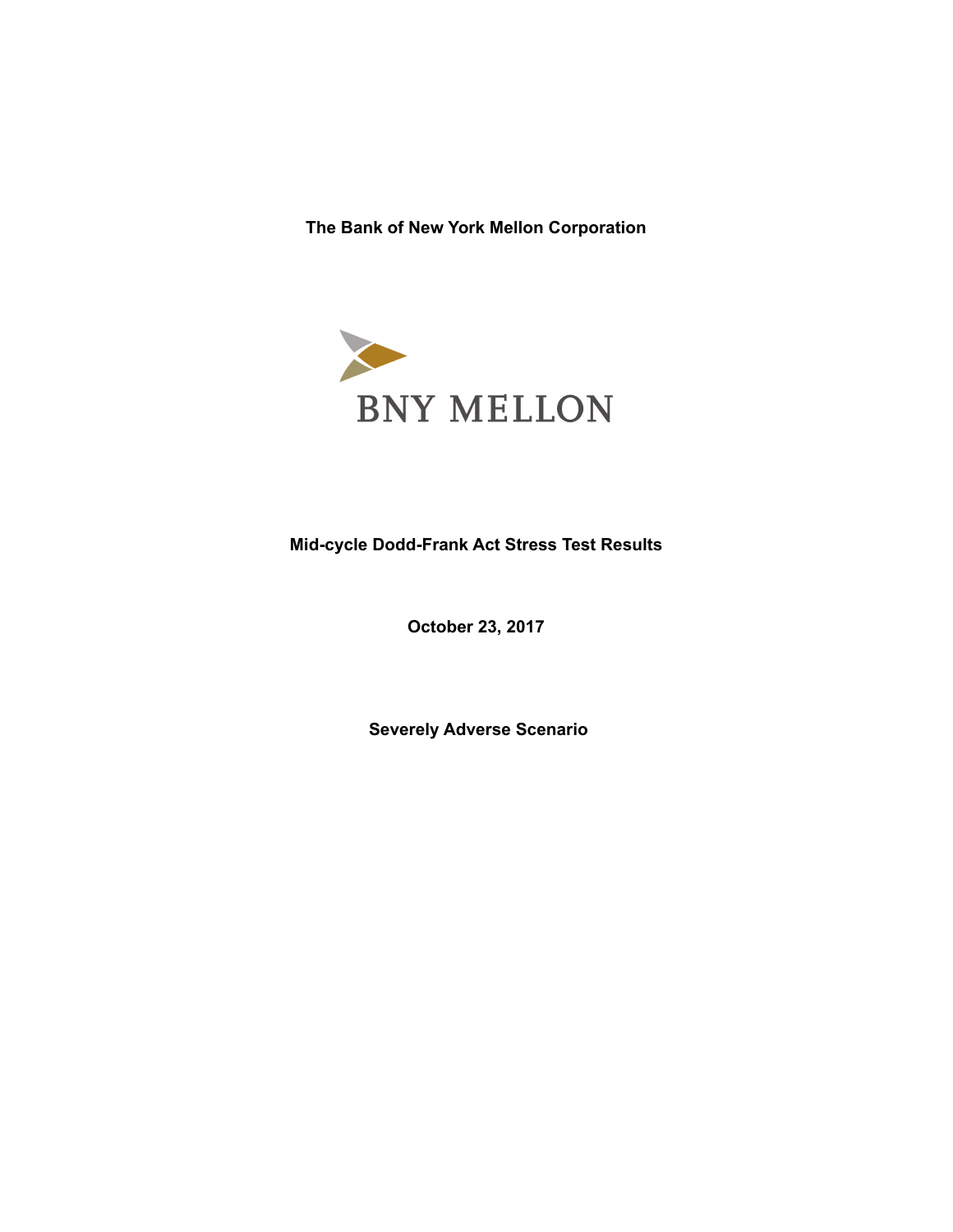**The Bank of New York Mellon Corporation**

BNY MELLON

**Mid-cycle Dodd-Frank Act Stress Test Results**

**October 23, 2017**

**Severely Adverse Scenario**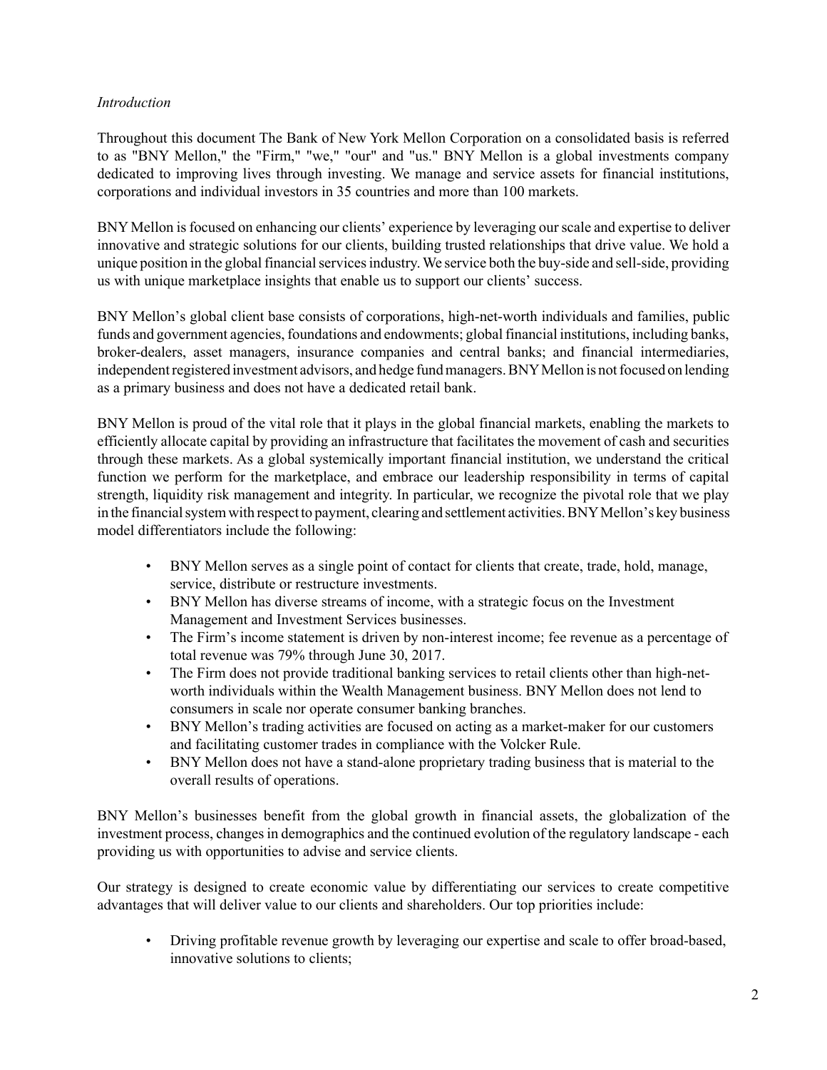*Introduction*

Throughout this document The Bank of New York Mellon Corporation on a consolidated basis is referred to as "BNY Mellon," the "Firm," "we," "our" and "us." BNY Mellon is a global investments company dedicated to improving lives through investing. We manage and service assets for financial institutions, corporations and individual investors in 35 countries and more than 100 markets.

BNY Mellon is focused on enhancing our clients' experience by leveraging our scale and expertise to deliver innovative and strategic solutions for our clients, building trusted relationships that drive value. We hold a unique position in the global financial services industry. We service both the buy-side and sell-side, providing us with unique marketplace insights that enable us to support our clients' success.

BNY Mellon's global client base consists of corporations, high-net-worth individuals and families, public funds and government agencies, foundations and endowments; global financial institutions, including banks, broker-dealers, asset managers, insurance companies and central banks; and financial intermediaries, independent registered investment advisors, and hedge fund managers. BNY Mellon is not focused on lending as a primary business and does not have a dedicated retail bank.

BNY Mellon is proud of the vital role that it plays in the global financial markets, enabling the markets to efficiently allocate capital by providing an infrastructure that facilitates the movement of cash and securities through these markets. As a global systemically important financial institution, we understand the critical function we perform for the marketplace, and embrace our leadership responsibility in terms of capital strength, liquidity risk management and integrity. In particular, we recognize the pivotal role that we play in the financial system with respect to payment, clearing and settlement activities. BNY Mellon's key business model differentiators include the following:

- BNY Mellon serves as a single point of contact for clients that create, trade, hold, manage, service, distribute or restructure investments.
- BNY Mellon has diverse streams of income, with a strategic focus on the Investment Management and Investment Services businesses.
- The Firm's income statement is driven by non-interest income; fee revenue as a percentage of total revenue was 79% through June 30, 2017.
- The Firm does not provide traditional banking services to retail clients other than high-net-worth individuals within the Wealth Management business. BNY Mellon does not lend to consumers in scale nor operate consumer banking branches.
- BNY Mellon's trading activities are focused on acting as a market-maker for our customers and facilitating customer trades in compliance with the Volcker Rule.
- BNY Mellon does not have a stand-alone proprietary trading business that is material to the overall results of operations.

BNY Mellon's businesses benefit from the global growth in financial assets, the globalization of the investment process, changes in demographics and the continued evolution of the regulatory landscape - each providing us with opportunities to advise and service clients.

Our strategy is designed to create economic value by differentiating our services to create competitive advantages that will deliver value to our clients and shareholders. Our top priorities include:

- Driving profitable revenue growth by leveraging our expertise and scale to offer broad-based, innovative solutions to clients;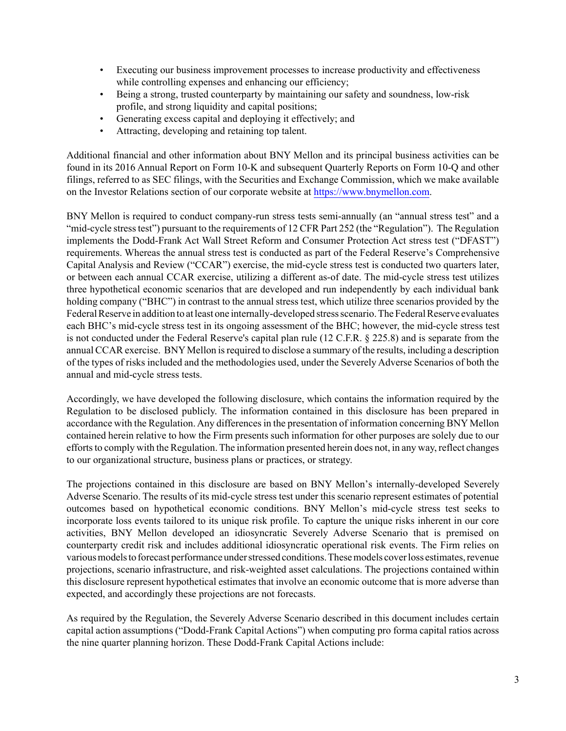- Executing our business improvement processes to increase productivity and effectiveness while controlling expenses and enhancing our efficiency;
- Being a strong, trusted counterparty by maintaining our safety and soundness, low-risk profile, and strong liquidity and capital positions;
- Generating excess capital and deploying it effectively; and
- Attracting, developing and retaining top talent.

Additional financial and other information about BNY Mellon and its principal business activities can be found in its 2016 Annual Report on Form 10-K and subsequent Quarterly Reports on Form 10-Q and other filings, referred to as SEC filings, with the Securities and Exchange Commission, which we make available on the Investor Relations section of our corporate website at https://www.bnymellon.com.

BNY Mellon is required to conduct company-run stress tests semi-annually (an "annual stress test" and a "mid-cycle stress test") pursuant to the requirements of 12 CFR Part 252 (the "Regulation"). The Regulation implements the Dodd-Frank Act Wall Street Reform and Consumer Protection Act stress test ("DFAST") requirements. Whereas the annual stress test is conducted as part of the Federal Reserve's Comprehensive Capital Analysis and Review ("CCAR") exercise, the mid-cycle stress test is conducted two quarters later, or between each annual CCAR exercise, utilizing a different as-of date. The mid-cycle stress test utilizes three hypothetical economic scenarios that are developed and run independently by each individual bank holding company ("BHC") in contrast to the annual stress test, which utilize three scenarios provided by the Federal Reserve in addition to at least one internally-developed stress scenario. The Federal Reserve evaluates each BHC's mid-cycle stress test in its ongoing assessment of the BHC; however, the mid-cycle stress test is not conducted under the Federal Reserve's capital plan rule (12 C.F.R. § 225.8) and is separate from the annual CCAR exercise. BNY Mellon is required to disclose a summary of the results, including a description of the types of risks included and the methodologies used, under the Severely Adverse Scenarios of both the annual and mid-cycle stress tests.

Accordingly, we have developed the following disclosure, which contains the information required by the Regulation to be disclosed publicly. The information contained in this disclosure has been prepared in accordance with the Regulation. Any differences in the presentation of information concerning BNY Mellon contained herein relative to how the Firm presents such information for other purposes are solely due to our efforts to comply with the Regulation. The information presented herein does not, in any way, reflect changes to our organizational structure, business plans or practices, or strategy.

The projections contained in this disclosure are based on BNY Mellon's internally-developed Severely Adverse Scenario. The results of its mid-cycle stress test under this scenario represent estimates of potential outcomes based on hypothetical economic conditions. BNY Mellon's mid-cycle stress test seeks to incorporate loss events tailored to its unique risk profile. To capture the unique risks inherent in our core activities, BNY Mellon developed an idiosyncratic Severely Adverse Scenario that is premised on counterparty credit risk and includes additional idiosyncratic operational risk events. The Firm relies on various models to forecast performance under stressed conditions. These models cover loss estimates, revenue projections, scenario infrastructure, and risk-weighted asset calculations. The projections contained within this disclosure represent hypothetical estimates that involve an economic outcome that is more adverse than expected, and accordingly these projections are not forecasts.

As required by the Regulation, the Severely Adverse Scenario described in this document includes certain capital action assumptions ("Dodd-Frank Capital Actions") when computing pro forma capital ratios across the nine quarter planning horizon. These Dodd-Frank Capital Actions include: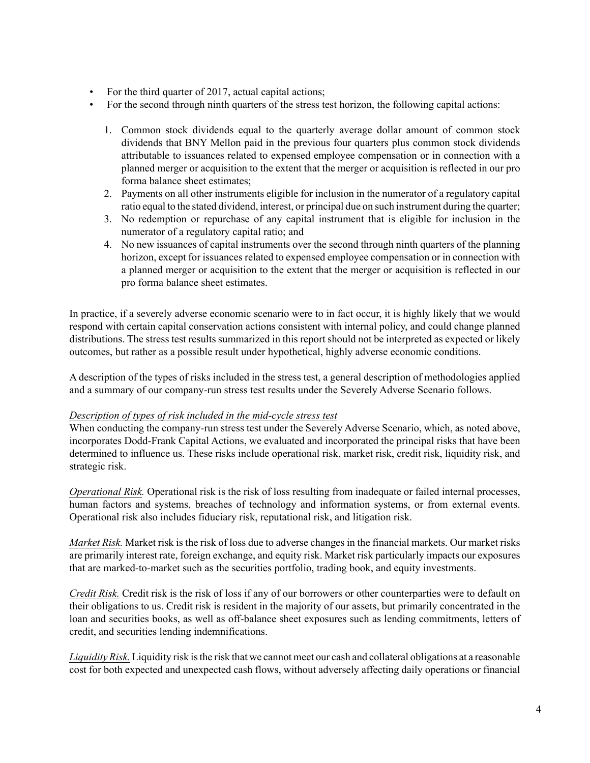- For the third quarter of 2017, actual capital actions;
- For the second through ninth quarters of the stress test horizon, the following capital actions:

  1. Common stock dividends equal to the quarterly average dollar amount of common stock dividends that BNY Mellon paid in the previous four quarters plus common stock dividends attributable to issuances related to expensed employee compensation or in connection with a planned merger or acquisition to the extent that the merger or acquisition is reflected in our pro forma balance sheet estimates;
  2. Payments on all other instruments eligible for inclusion in the numerator of a regulatory capital ratio equal to the stated dividend, interest, or principal due on such instrument during the quarter;
  3. No redemption or repurchase of any capital instrument that is eligible for inclusion in the numerator of a regulatory capital ratio; and
  4. No new issuances of capital instruments over the second through ninth quarters of the planning horizon, except for issuances related to expensed employee compensation or in connection with a planned merger or acquisition to the extent that the merger or acquisition is reflected in our pro forma balance sheet estimates.

In practice, if a severely adverse economic scenario were to in fact occur, it is highly likely that we would respond with certain capital conservation actions consistent with internal policy, and could change planned distributions. The stress test results summarized in this report should not be interpreted as expected or likely outcomes, but rather as a possible result under hypothetical, highly adverse economic conditions.

A description of the types of risks included in the stress test, a general description of methodologies applied and a summary of our company-run stress test results under the Severely Adverse Scenario follows.

*Description of types of risk included in the mid-cycle stress test*

When conducting the company-run stress test under the Severely Adverse Scenario, which, as noted above, incorporates Dodd-Frank Capital Actions, we evaluated and incorporated the principal risks that have been determined to influence us. These risks include operational risk, market risk, credit risk, liquidity risk, and strategic risk.

*Operational Risk.* Operational risk is the risk of loss resulting from inadequate or failed internal processes, human factors and systems, breaches of technology and information systems, or from external events. Operational risk also includes fiduciary risk, reputational risk, and litigation risk.

*Market Risk.* Market risk is the risk of loss due to adverse changes in the financial markets. Our market risks are primarily interest rate, foreign exchange, and equity risk. Market risk particularly impacts our exposures that are marked-to-market such as the securities portfolio, trading book, and equity investments.

*Credit Risk.* Credit risk is the risk of loss if any of our borrowers or other counterparties were to default on their obligations to us. Credit risk is resident in the majority of our assets, but primarily concentrated in the loan and securities books, as well as off-balance sheet exposures such as lending commitments, letters of credit, and securities lending indemnifications.

*Liquidity Risk.* Liquidity risk is the risk that we cannot meet our cash and collateral obligations at a reasonable cost for both expected and unexpected cash flows, without adversely affecting daily operations or financial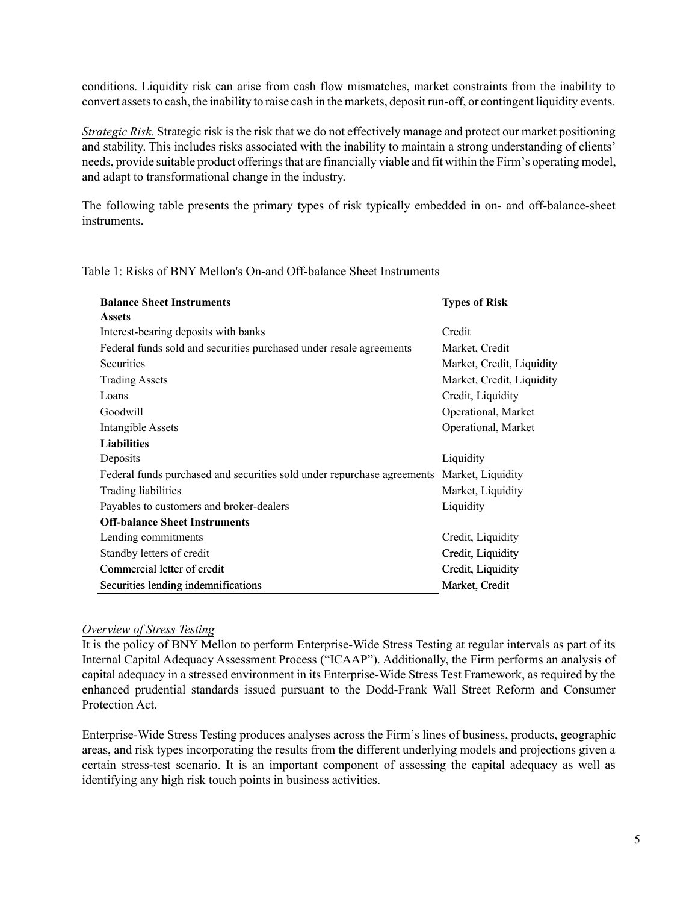conditions. Liquidity risk can arise from cash flow mismatches, market constraints from the inability to convert assets to cash, the inability to raise cash in the markets, deposit run-off, or contingent liquidity events.

*Strategic Risk.* Strategic risk is the risk that we do not effectively manage and protect our market positioning and stability. This includes risks associated with the inability to maintain a strong understanding of clients' needs, provide suitable product offerings that are financially viable and fit within the Firm's operating model, and adapt to transformational change in the industry.

The following table presents the primary types of risk typically embedded in on- and off-balance-sheet instruments.

Table 1: Risks of BNY Mellon's On-and Off-balance Sheet Instruments

| Balance Sheet Instruments | Types of Risk |
|---|---|
| **Assets** | |
| Interest-bearing deposits with banks | Credit |
| Federal funds sold and securities purchased under resale agreements | Market, Credit |
| Securities | Market, Credit, Liquidity |
| Trading Assets | Market, Credit, Liquidity |
| Loans | Credit, Liquidity |
| Goodwill | Operational, Market |
| Intangible Assets | Operational, Market |
| **Liabilities** | |
| Deposits | Liquidity |
| Federal funds purchased and securities sold under repurchase agreements | Market, Liquidity |
| Trading liabilities | Market, Liquidity |
| Payables to customers and broker-dealers | Liquidity |
| **Off-balance Sheet Instruments** | |
| Lending commitments | Credit, Liquidity |
| Standby letters of credit | Credit, Liquidity |
| Commercial letter of credit | Credit, Liquidity |
| Securities lending indemnifications | Market, Credit |

*Overview of Stress Testing*

It is the policy of BNY Mellon to perform Enterprise-Wide Stress Testing at regular intervals as part of its Internal Capital Adequacy Assessment Process ("ICAAP"). Additionally, the Firm performs an analysis of capital adequacy in a stressed environment in its Enterprise-Wide Stress Test Framework, as required by the enhanced prudential standards issued pursuant to the Dodd-Frank Wall Street Reform and Consumer Protection Act.

Enterprise-Wide Stress Testing produces analyses across the Firm's lines of business, products, geographic areas, and risk types incorporating the results from the different underlying models and projections given a certain stress-test scenario. It is an important component of assessing the capital adequacy as well as identifying any high risk touch points in business activities.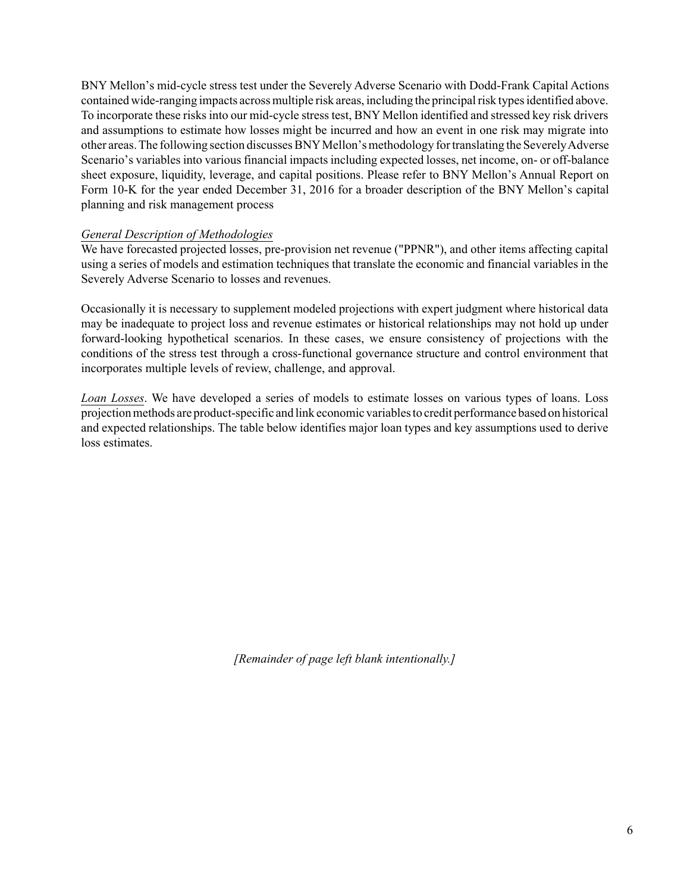BNY Mellon's mid-cycle stress test under the Severely Adverse Scenario with Dodd-Frank Capital Actions contained wide-ranging impacts across multiple risk areas, including the principal risk types identified above. To incorporate these risks into our mid-cycle stress test, BNY Mellon identified and stressed key risk drivers and assumptions to estimate how losses might be incurred and how an event in one risk may migrate into other areas. The following section discusses BNY Mellon's methodology for translating the Severely Adverse Scenario's variables into various financial impacts including expected losses, net income, on- or off-balance sheet exposure, liquidity, leverage, and capital positions. Please refer to BNY Mellon's Annual Report on Form 10-K for the year ended December 31, 2016 for a broader description of the BNY Mellon's capital planning and risk management process

*General Description of Methodologies*

We have forecasted projected losses, pre-provision net revenue ("PPNR"), and other items affecting capital using a series of models and estimation techniques that translate the economic and financial variables in the Severely Adverse Scenario to losses and revenues.

Occasionally it is necessary to supplement modeled projections with expert judgment where historical data may be inadequate to project loss and revenue estimates or historical relationships may not hold up under forward-looking hypothetical scenarios. In these cases, we ensure consistency of projections with the conditions of the stress test through a cross-functional governance structure and control environment that incorporates multiple levels of review, challenge, and approval.

*Loan Losses*. We have developed a series of models to estimate losses on various types of loans. Loss projection methods are product-specific and link economic variables to credit performance based on historical and expected relationships. The table below identifies major loan types and key assumptions used to derive loss estimates.

*[Remainder of page left blank intentionally.]*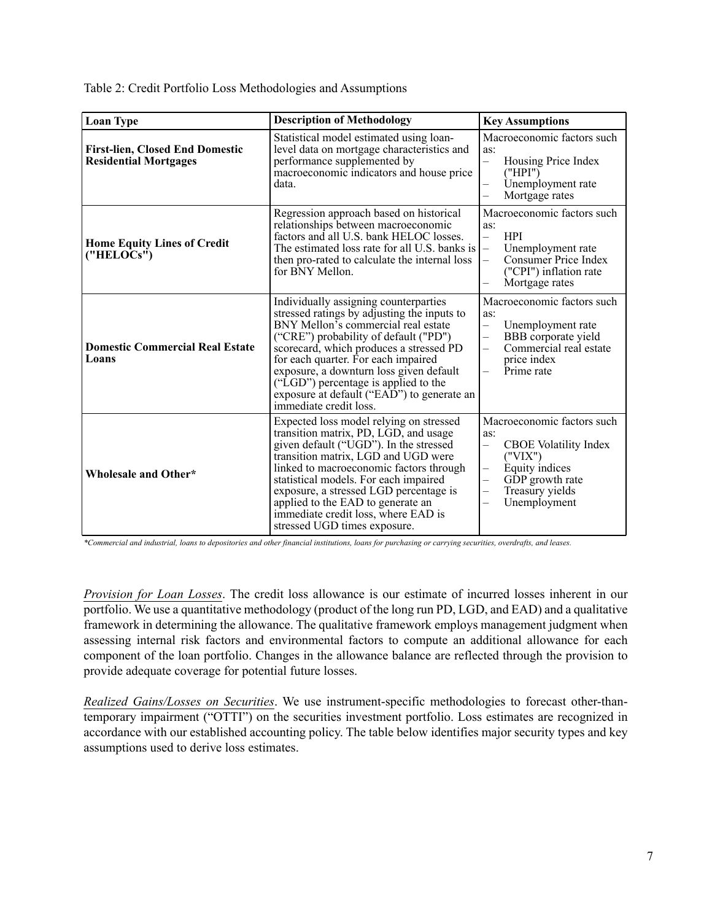Table 2: Credit Portfolio Loss Methodologies and Assumptions

| Loan Type | Description of Methodology | Key Assumptions |
|---|---|---|
| **First-lien, Closed End Domestic Residential Mortgages** | Statistical model estimated using loan-level data on mortgage characteristics and performance supplemented by macroeconomic indicators and house price data. | Macroeconomic factors such as: <br> – Housing Price Index ("HPI") <br> – Unemployment rate <br> – Mortgage rates |
| **Home Equity Lines of Credit ("HELOCs")** | Regression approach based on historical relationships between macroeconomic factors and all U.S. bank HELOC losses. The estimated loss rate for all U.S. banks is then pro-rated to calculate the internal loss for BNY Mellon. | Macroeconomic factors such as: <br> – HPI <br> – Unemployment rate <br> – Consumer Price Index ("CPI") inflation rate <br> – Mortgage rates |
| **Domestic Commercial Real Estate Loans** | Individually assigning counterparties stressed ratings by adjusting the inputs to BNY Mellon's commercial real estate ("CRE") probability of default ("PD") scorecard, which produces a stressed PD for each quarter. For each impaired exposure, a downturn loss given default ("LGD") percentage is applied to the exposure at default ("EAD") to generate an immediate credit loss. | Macroeconomic factors such as: <br> – Unemployment rate <br> – BBB corporate yield <br> – Commercial real estate price index <br> – Prime rate |
| **Wholesale and Other*** | Expected loss model relying on stressed transition matrix, PD, LGD, and usage given default ("UGD"). In the stressed transition matrix, LGD and UGD were linked to macroeconomic factors through statistical models. For each impaired exposure, a stressed LGD percentage is applied to the EAD to generate an immediate credit loss, where EAD is stressed UGD times exposure. | Macroeconomic factors such as: <br> – CBOE Volatility Index ("VIX") <br> – Equity indices <br> – GDP growth rate <br> – Treasury yields <br> – Unemployment |

*\*Commercial and industrial, loans to depositories and other financial institutions, loans for purchasing or carrying securities, overdrafts, and leases.*

*Provision for Loan Losses*. The credit loss allowance is our estimate of incurred losses inherent in our portfolio. We use a quantitative methodology (product of the long run PD, LGD, and EAD) and a qualitative framework in determining the allowance. The qualitative framework employs management judgment when assessing internal risk factors and environmental factors to compute an additional allowance for each component of the loan portfolio. Changes in the allowance balance are reflected through the provision to provide adequate coverage for potential future losses.

*Realized Gains/Losses on Securities*. We use instrument-specific methodologies to forecast other-than-temporary impairment ("OTTI") on the securities investment portfolio. Loss estimates are recognized in accordance with our established accounting policy. The table below identifies major security types and key assumptions used to derive loss estimates.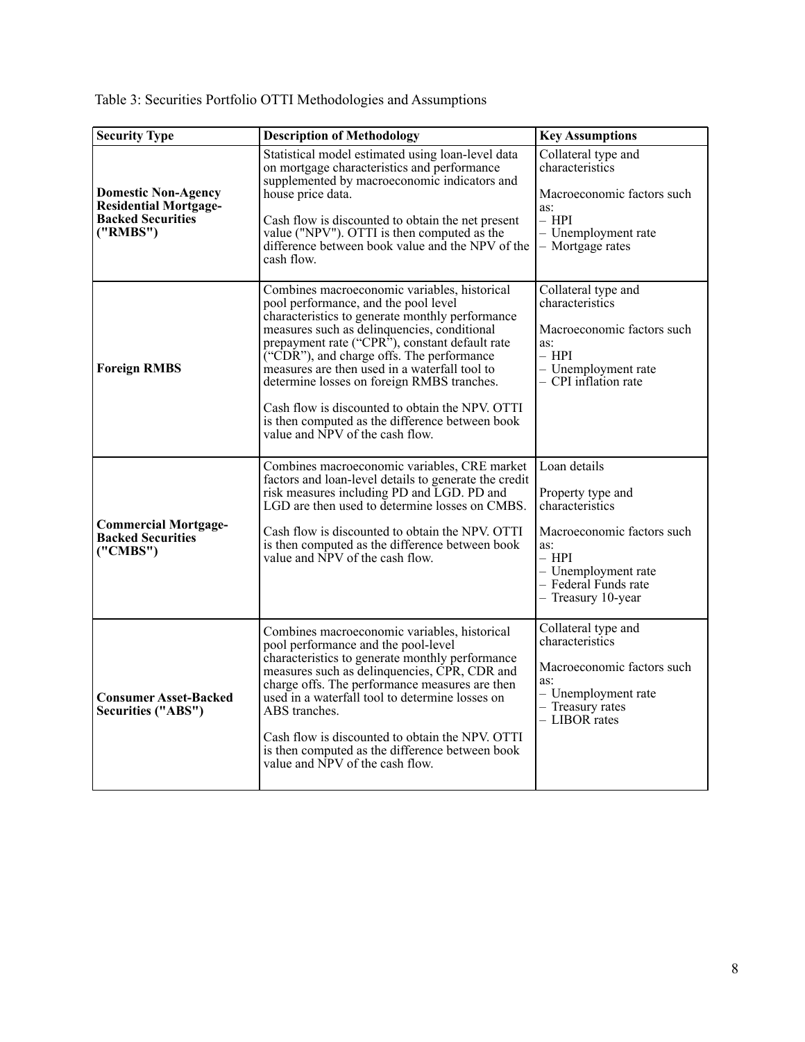Table 3: Securities Portfolio OTTI Methodologies and Assumptions

| Security Type | Description of Methodology | Key Assumptions |
|---|---|---|
| **Domestic Non-Agency Residential Mortgage-Backed Securities ("RMBS")** | Statistical model estimated using loan-level data on mortgage characteristics and performance supplemented by macroeconomic indicators and house price data.<br><br>Cash flow is discounted to obtain the net present value ("NPV"). OTTI is then computed as the difference between book value and the NPV of the cash flow. | Collateral type and characteristics<br><br>Macroeconomic factors such as:<br>– HPI<br>– Unemployment rate<br>– Mortgage rates |
| **Foreign RMBS** | Combines macroeconomic variables, historical pool performance, and the pool level characteristics to generate monthly performance measures such as delinquencies, conditional prepayment rate ("CPR"), constant default rate ("CDR"), and charge offs. The performance measures are then used in a waterfall tool to determine losses on foreign RMBS tranches.<br><br>Cash flow is discounted to obtain the NPV. OTTI is then computed as the difference between book value and NPV of the cash flow. | Collateral type and characteristics<br><br>Macroeconomic factors such as:<br>– HPI<br>– Unemployment rate<br>– CPI inflation rate |
| **Commercial Mortgage-Backed Securities ("CMBS")** | Combines macroeconomic variables, CRE market factors and loan-level details to generate the credit risk measures including PD and LGD. PD and LGD are then used to determine losses on CMBS.<br><br>Cash flow is discounted to obtain the NPV. OTTI is then computed as the difference between book value and NPV of the cash flow. | Loan details<br><br>Property type and characteristics<br><br>Macroeconomic factors such as:<br>– HPI<br>– Unemployment rate<br>– Federal Funds rate<br>– Treasury 10-year |
| **Consumer Asset-Backed Securities ("ABS")** | Combines macroeconomic variables, historical pool performance and the pool-level characteristics to generate monthly performance measures such as delinquencies, CPR, CDR and charge offs. The performance measures are then used in a waterfall tool to determine losses on ABS tranches.<br><br>Cash flow is discounted to obtain the NPV. OTTI is then computed as the difference between book value and NPV of the cash flow. | Collateral type and characteristics<br><br>Macroeconomic factors such as:<br>– Unemployment rate<br>– Treasury rates<br>– LIBOR rates |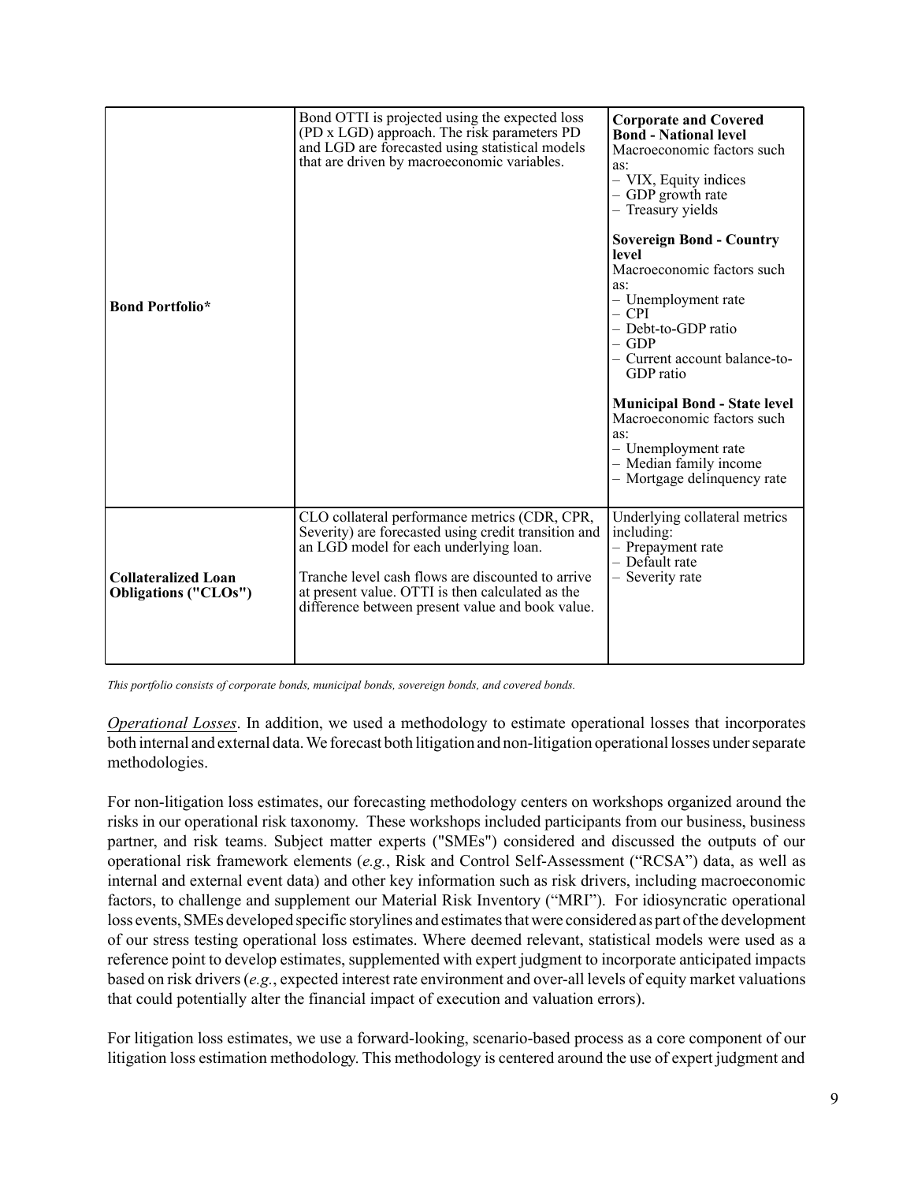| | | |
|---|---|---|
| **Bond Portfolio*** | Bond OTTI is projected using the expected loss (PD x LGD) approach. The risk parameters PD and LGD are forecasted using statistical models that are driven by macroeconomic variables. | **Corporate and Covered Bond - National level**<br>Macroeconomic factors such as:<br>– VIX, Equity indices<br>– GDP growth rate<br>– Treasury yields<br><br>**Sovereign Bond - Country level**<br>Macroeconomic factors such as:<br>– Unemployment rate<br>– CPI<br>– Debt-to-GDP ratio<br>– GDP<br>– Current account balance-to-GDP ratio<br><br>**Municipal Bond - State level**<br>Macroeconomic factors such as:<br>– Unemployment rate<br>– Median family income<br>– Mortgage delinquency rate |
| **Collateralized Loan Obligations ("CLOs")** | CLO collateral performance metrics (CDR, CPR, Severity) are forecasted using credit transition and an LGD model for each underlying loan.<br><br>Tranche level cash flows are discounted to arrive at present value. OTTI is then calculated as the difference between present value and book value. | Underlying collateral metrics including:<br>– Prepayment rate<br>– Default rate<br>– Severity rate |

*This portfolio consists of corporate bonds, municipal bonds, sovereign bonds, and covered bonds.*

*Operational Losses*. In addition, we used a methodology to estimate operational losses that incorporates both internal and external data. We forecast both litigation and non-litigation operational losses under separate methodologies.

For non-litigation loss estimates, our forecasting methodology centers on workshops organized around the risks in our operational risk taxonomy. These workshops included participants from our business, business partner, and risk teams. Subject matter experts ("SMEs") considered and discussed the outputs of our operational risk framework elements (*e.g.*, Risk and Control Self-Assessment ("RCSA") data, as well as internal and external event data) and other key information such as risk drivers, including macroeconomic factors, to challenge and supplement our Material Risk Inventory ("MRI"). For idiosyncratic operational loss events, SMEs developed specific storylines and estimates that were considered as part of the development of our stress testing operational loss estimates. Where deemed relevant, statistical models were used as a reference point to develop estimates, supplemented with expert judgment to incorporate anticipated impacts based on risk drivers (*e.g.*, expected interest rate environment and over-all levels of equity market valuations that could potentially alter the financial impact of execution and valuation errors).

For litigation loss estimates, we use a forward-looking, scenario-based process as a core component of our litigation loss estimation methodology. This methodology is centered around the use of expert judgment and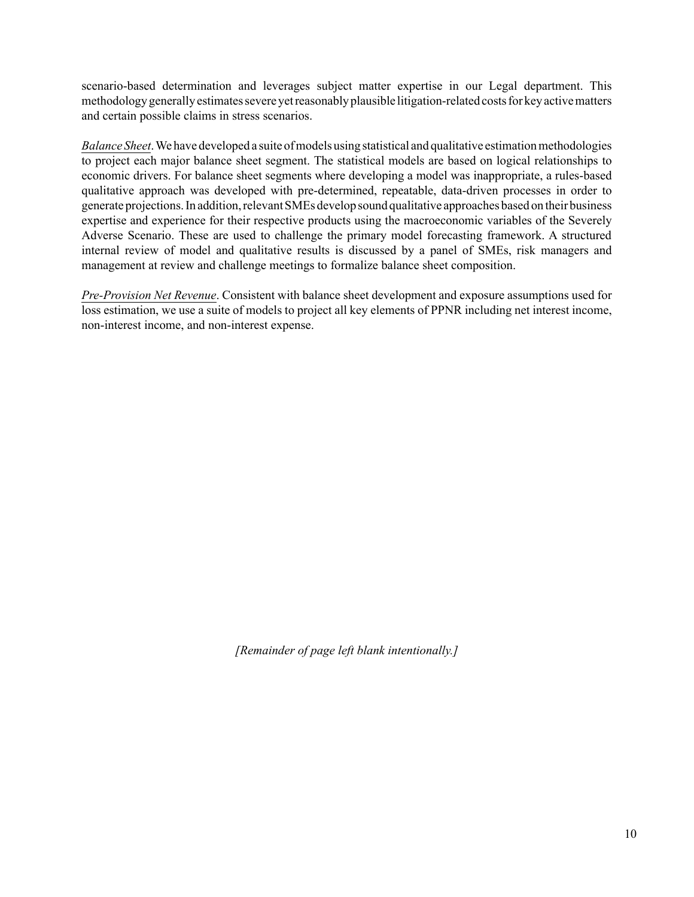scenario-based determination and leverages subject matter expertise in our Legal department. This methodology generally estimates severe yet reasonably plausible litigation-related costs for key active matters and certain possible claims in stress scenarios.

*Balance Sheet*. We have developed a suite of models using statistical and qualitative estimation methodologies to project each major balance sheet segment. The statistical models are based on logical relationships to economic drivers. For balance sheet segments where developing a model was inappropriate, a rules-based qualitative approach was developed with pre-determined, repeatable, data-driven processes in order to generate projections. In addition, relevant SMEs develop sound qualitative approaches based on their business expertise and experience for their respective products using the macroeconomic variables of the Severely Adverse Scenario. These are used to challenge the primary model forecasting framework. A structured internal review of model and qualitative results is discussed by a panel of SMEs, risk managers and management at review and challenge meetings to formalize balance sheet composition.

*Pre-Provision Net Revenue*. Consistent with balance sheet development and exposure assumptions used for loss estimation, we use a suite of models to project all key elements of PPNR including net interest income, non-interest income, and non-interest expense.

*[Remainder of page left blank intentionally.]*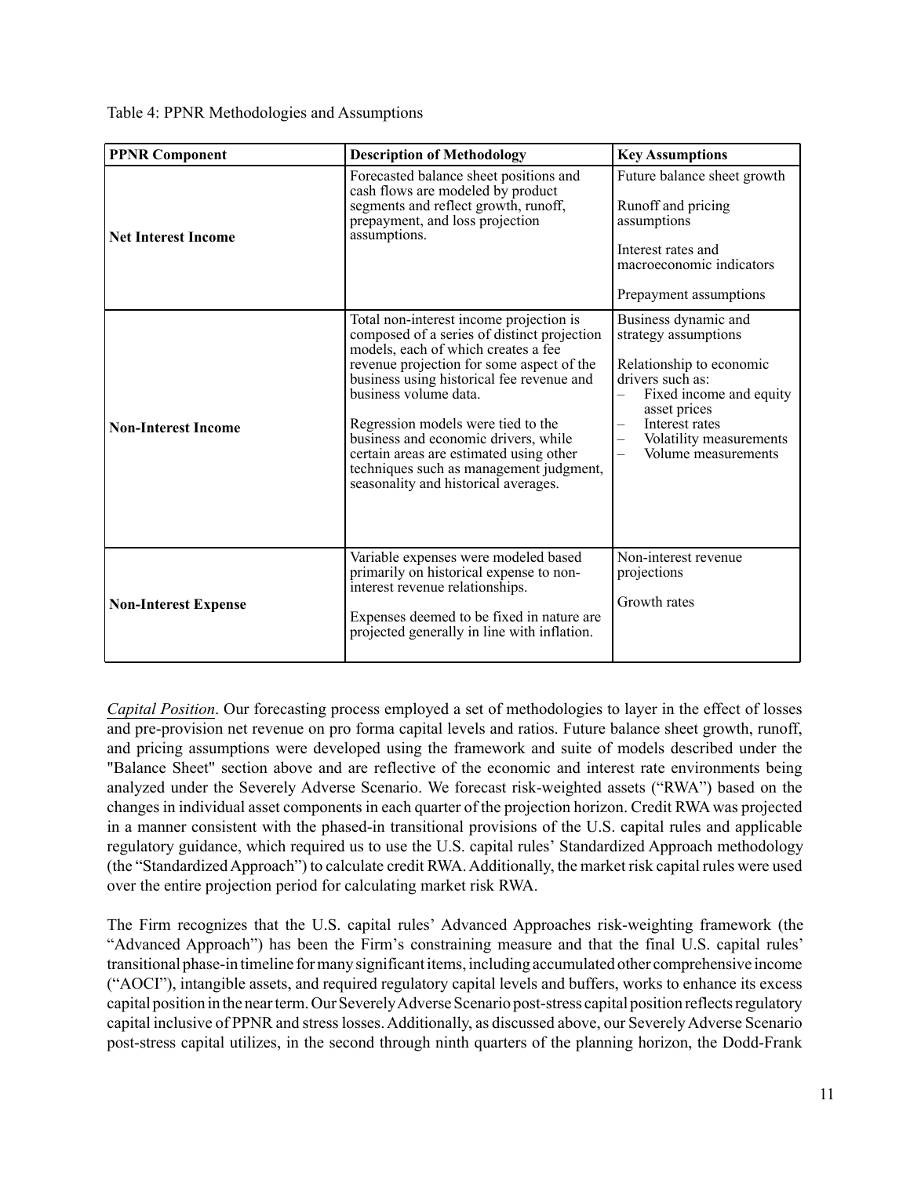Table 4: PPNR Methodologies and Assumptions

| PPNR Component | Description of Methodology | Key Assumptions |
|---|---|---|
| **Net Interest Income** | Forecasted balance sheet positions and cash flows are modeled by product segments and reflect growth, runoff, prepayment, and loss projection assumptions. | Future balance sheet growth<br><br>Runoff and pricing assumptions<br><br>Interest rates and macroeconomic indicators<br><br>Prepayment assumptions |
| **Non-Interest Income** | Total non-interest income projection is composed of a series of distinct projection models, each of which creates a fee revenue projection for some aspect of the business using historical fee revenue and business volume data.<br><br>Regression models were tied to the business and economic drivers, while certain areas are estimated using other techniques such as management judgment, seasonality and historical averages. | Business dynamic and strategy assumptions<br><br>Relationship to economic drivers such as:<br>– Fixed income and equity asset prices<br>– Interest rates<br>– Volatility measurements<br>– Volume measurements |
| **Non-Interest Expense** | Variable expenses were modeled based primarily on historical expense to non-interest revenue relationships.<br><br>Expenses deemed to be fixed in nature are projected generally in line with inflation. | Non-interest revenue projections<br><br>Growth rates |

*Capital Position*. Our forecasting process employed a set of methodologies to layer in the effect of losses and pre-provision net revenue on pro forma capital levels and ratios. Future balance sheet growth, runoff, and pricing assumptions were developed using the framework and suite of models described under the "Balance Sheet" section above and are reflective of the economic and interest rate environments being analyzed under the Severely Adverse Scenario. We forecast risk-weighted assets ("RWA") based on the changes in individual asset components in each quarter of the projection horizon. Credit RWA was projected in a manner consistent with the phased-in transitional provisions of the U.S. capital rules and applicable regulatory guidance, which required us to use the U.S. capital rules' Standardized Approach methodology (the "Standardized Approach") to calculate credit RWA. Additionally, the market risk capital rules were used over the entire projection period for calculating market risk RWA.

The Firm recognizes that the U.S. capital rules' Advanced Approaches risk-weighting framework (the "Advanced Approach") has been the Firm's constraining measure and that the final U.S. capital rules' transitional phase-in timeline for many significant items, including accumulated other comprehensive income ("AOCI"), intangible assets, and required regulatory capital levels and buffers, works to enhance its excess capital position in the near term. Our Severely Adverse Scenario post-stress capital position reflects regulatory capital inclusive of PPNR and stress losses. Additionally, as discussed above, our Severely Adverse Scenario post-stress capital utilizes, in the second through ninth quarters of the planning horizon, the Dodd-Frank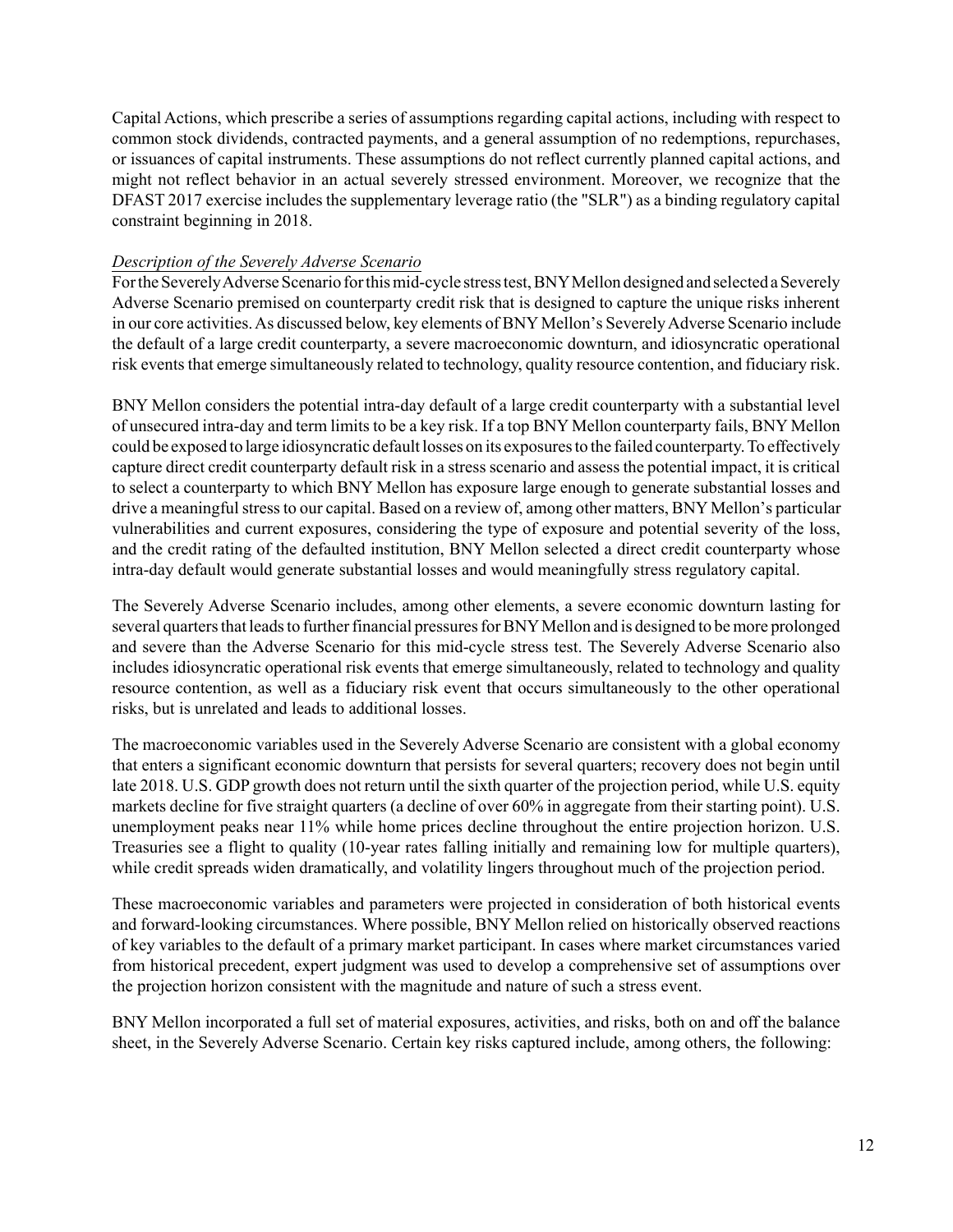Capital Actions, which prescribe a series of assumptions regarding capital actions, including with respect to common stock dividends, contracted payments, and a general assumption of no redemptions, repurchases, or issuances of capital instruments. These assumptions do not reflect currently planned capital actions, and might not reflect behavior in an actual severely stressed environment. Moreover, we recognize that the DFAST 2017 exercise includes the supplementary leverage ratio (the "SLR") as a binding regulatory capital constraint beginning in 2018.

*Description of the Severely Adverse Scenario*

For the Severely Adverse Scenario for this mid-cycle stress test, BNY Mellon designed and selected a Severely Adverse Scenario premised on counterparty credit risk that is designed to capture the unique risks inherent in our core activities. As discussed below, key elements of BNY Mellon's Severely Adverse Scenario include the default of a large credit counterparty, a severe macroeconomic downturn, and idiosyncratic operational risk events that emerge simultaneously related to technology, quality resource contention, and fiduciary risk.

BNY Mellon considers the potential intra-day default of a large credit counterparty with a substantial level of unsecured intra-day and term limits to be a key risk. If a top BNY Mellon counterparty fails, BNY Mellon could be exposed to large idiosyncratic default losses on its exposures to the failed counterparty. To effectively capture direct credit counterparty default risk in a stress scenario and assess the potential impact, it is critical to select a counterparty to which BNY Mellon has exposure large enough to generate substantial losses and drive a meaningful stress to our capital. Based on a review of, among other matters, BNY Mellon's particular vulnerabilities and current exposures, considering the type of exposure and potential severity of the loss, and the credit rating of the defaulted institution, BNY Mellon selected a direct credit counterparty whose intra-day default would generate substantial losses and would meaningfully stress regulatory capital.

The Severely Adverse Scenario includes, among other elements, a severe economic downturn lasting for several quarters that leads to further financial pressures for BNY Mellon and is designed to be more prolonged and severe than the Adverse Scenario for this mid-cycle stress test. The Severely Adverse Scenario also includes idiosyncratic operational risk events that emerge simultaneously, related to technology and quality resource contention, as well as a fiduciary risk event that occurs simultaneously to the other operational risks, but is unrelated and leads to additional losses.

The macroeconomic variables used in the Severely Adverse Scenario are consistent with a global economy that enters a significant economic downturn that persists for several quarters; recovery does not begin until late 2018. U.S. GDP growth does not return until the sixth quarter of the projection period, while U.S. equity markets decline for five straight quarters (a decline of over 60% in aggregate from their starting point). U.S. unemployment peaks near 11% while home prices decline throughout the entire projection horizon. U.S. Treasuries see a flight to quality (10-year rates falling initially and remaining low for multiple quarters), while credit spreads widen dramatically, and volatility lingers throughout much of the projection period.

These macroeconomic variables and parameters were projected in consideration of both historical events and forward-looking circumstances. Where possible, BNY Mellon relied on historically observed reactions of key variables to the default of a primary market participant. In cases where market circumstances varied from historical precedent, expert judgment was used to develop a comprehensive set of assumptions over the projection horizon consistent with the magnitude and nature of such a stress event.

BNY Mellon incorporated a full set of material exposures, activities, and risks, both on and off the balance sheet, in the Severely Adverse Scenario. Certain key risks captured include, among others, the following: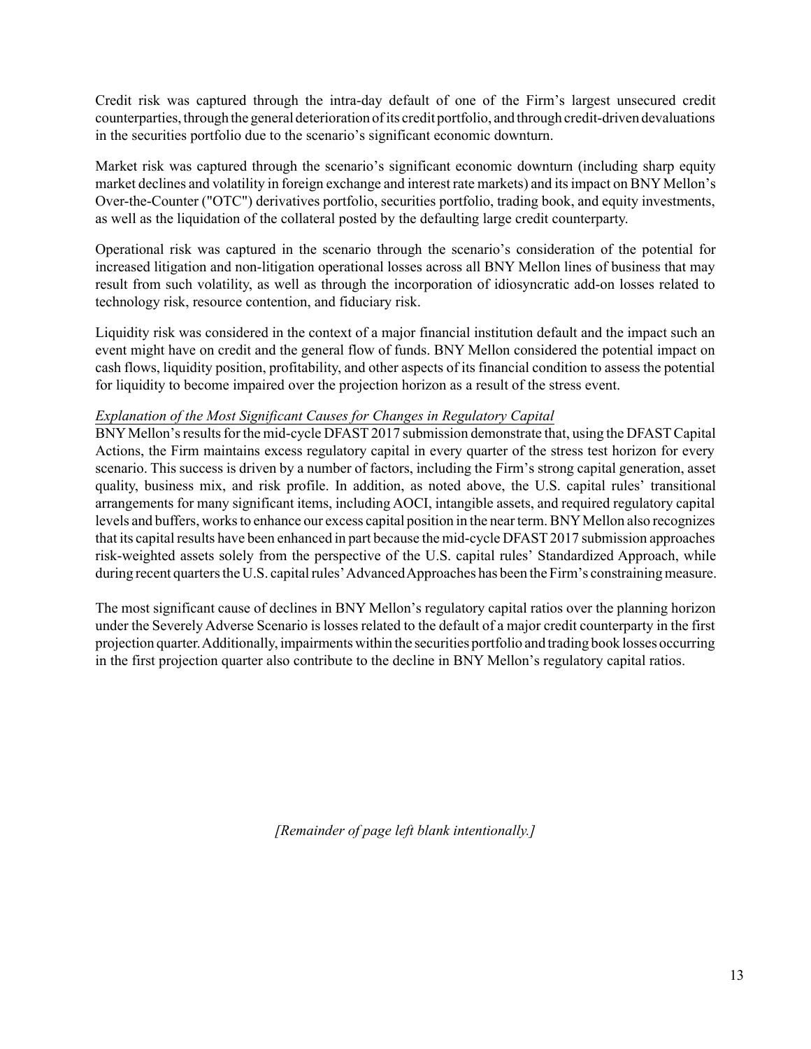Credit risk was captured through the intra-day default of one of the Firm's largest unsecured credit counterparties, through the general deterioration of its credit portfolio, and through credit-driven devaluations in the securities portfolio due to the scenario's significant economic downturn.

Market risk was captured through the scenario's significant economic downturn (including sharp equity market declines and volatility in foreign exchange and interest rate markets) and its impact on BNY Mellon's Over-the-Counter ("OTC") derivatives portfolio, securities portfolio, trading book, and equity investments, as well as the liquidation of the collateral posted by the defaulting large credit counterparty.

Operational risk was captured in the scenario through the scenario's consideration of the potential for increased litigation and non-litigation operational losses across all BNY Mellon lines of business that may result from such volatility, as well as through the incorporation of idiosyncratic add-on losses related to technology risk, resource contention, and fiduciary risk.

Liquidity risk was considered in the context of a major financial institution default and the impact such an event might have on credit and the general flow of funds. BNY Mellon considered the potential impact on cash flows, liquidity position, profitability, and other aspects of its financial condition to assess the potential for liquidity to become impaired over the projection horizon as a result of the stress event.

*Explanation of the Most Significant Causes for Changes in Regulatory Capital*

BNY Mellon's results for the mid-cycle DFAST 2017 submission demonstrate that, using the DFAST Capital Actions, the Firm maintains excess regulatory capital in every quarter of the stress test horizon for every scenario. This success is driven by a number of factors, including the Firm's strong capital generation, asset quality, business mix, and risk profile. In addition, as noted above, the U.S. capital rules' transitional arrangements for many significant items, including AOCI, intangible assets, and required regulatory capital levels and buffers, works to enhance our excess capital position in the near term. BNY Mellon also recognizes that its capital results have been enhanced in part because the mid-cycle DFAST 2017 submission approaches risk-weighted assets solely from the perspective of the U.S. capital rules' Standardized Approach, while during recent quarters the U.S. capital rules' Advanced Approaches has been the Firm's constraining measure.

The most significant cause of declines in BNY Mellon's regulatory capital ratios over the planning horizon under the Severely Adverse Scenario is losses related to the default of a major credit counterparty in the first projection quarter. Additionally, impairments within the securities portfolio and trading book losses occurring in the first projection quarter also contribute to the decline in BNY Mellon's regulatory capital ratios.

*[Remainder of page left blank intentionally.]*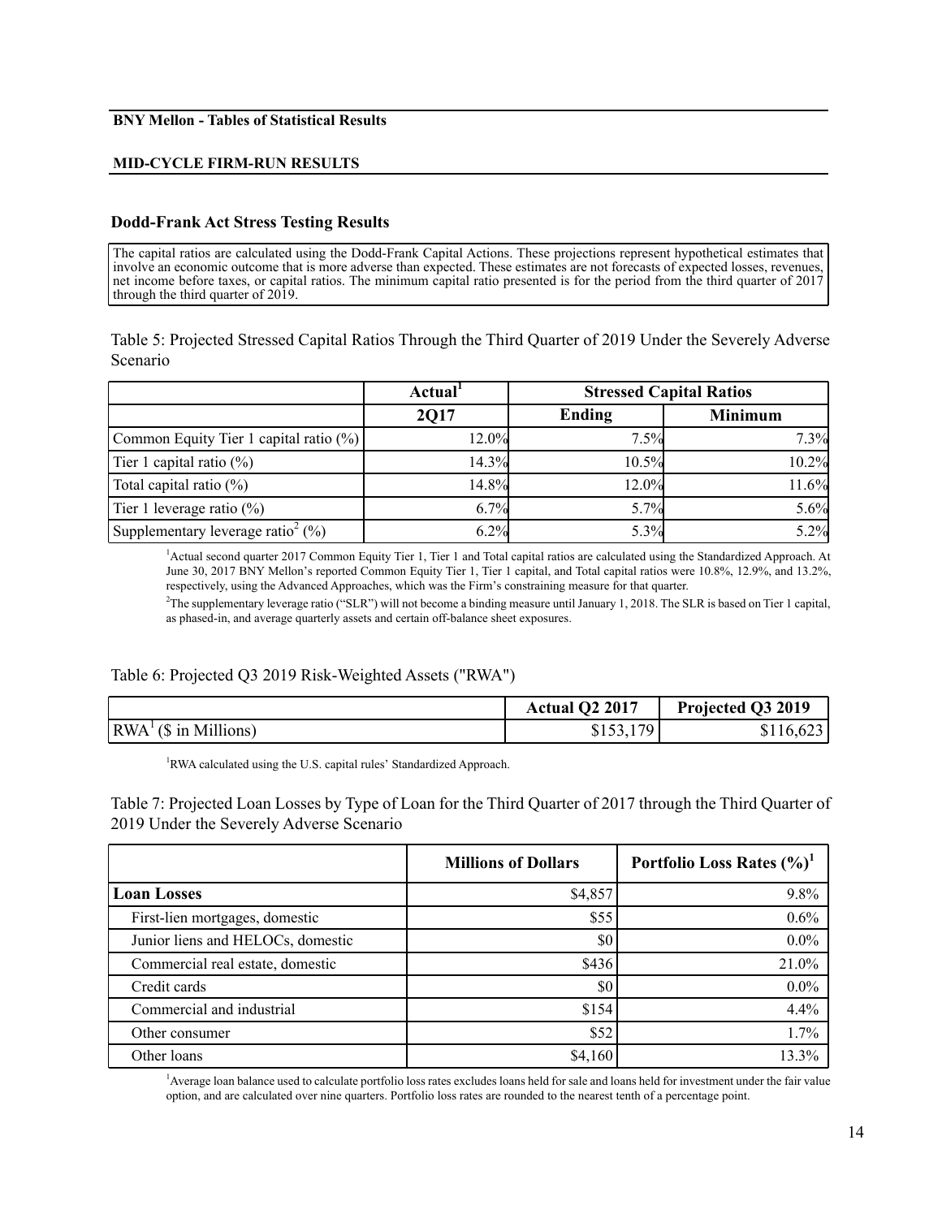**BNY Mellon - Tables of Statistical Results**

**MID-CYCLE FIRM-RUN RESULTS**

### Dodd-Frank Act Stress Testing Results

The capital ratios are calculated using the Dodd-Frank Capital Actions. These projections represent hypothetical estimates that involve an economic outcome that is more adverse than expected. These estimates are not forecasts of expected losses, revenues, net income before taxes, or capital ratios. The minimum capital ratio presented is for the period from the third quarter of 2017 through the third quarter of 2019.

Table 5: Projected Stressed Capital Ratios Through the Third Quarter of 2019 Under the Severely Adverse Scenario

| | Actual[1] | Stressed Capital Ratios | |
|---|---|---|---|
| | 2Q17 | Ending | Minimum |
| Common Equity Tier 1 capital ratio (%) | 12.0% | 7.5% | 7.3% |
| Tier 1 capital ratio (%) | 14.3% | 10.5% | 10.2% |
| Total capital ratio (%) | 14.8% | 12.0% | 11.6% |
| Tier 1 leverage ratio (%) | 6.7% | 5.7% | 5.6% |
| Supplementary leverage ratio[2] (%) | 6.2% | 5.3% | 5.2% |

[1]Actual second quarter 2017 Common Equity Tier 1, Tier 1 and Total capital ratios are calculated using the Standardized Approach. At June 30, 2017 BNY Mellon's reported Common Equity Tier 1, Tier 1 capital, and Total capital ratios were 10.8%, 12.9%, and 13.2%, respectively, using the Advanced Approaches, which was the Firm's constraining measure for that quarter.

[2]The supplementary leverage ratio ("SLR") will not become a binding measure until January 1, 2018. The SLR is based on Tier 1 capital, as phased-in, and average quarterly assets and certain off-balance sheet exposures.

Table 6: Projected Q3 2019 Risk-Weighted Assets ("RWA")

| | Actual Q2 2017 | Projected Q3 2019 |
|---|---|---|
| RWA[1] ($ in Millions) | $153,179 | $116,623 |

[1]RWA calculated using the U.S. capital rules' Standardized Approach.

Table 7: Projected Loan Losses by Type of Loan for the Third Quarter of 2017 through the Third Quarter of 2019 Under the Severely Adverse Scenario

| | Millions of Dollars | Portfolio Loss Rates (%)[1] |
|---|---|---|
| **Loan Losses** | $4,857 | 9.8% |
| First-lien mortgages, domestic | $55 | 0.6% |
| Junior liens and HELOCs, domestic | $0 | 0.0% |
| Commercial real estate, domestic | $436 | 21.0% |
| Credit cards | $0 | 0.0% |
| Commercial and industrial | $154 | 4.4% |
| Other consumer | $52 | 1.7% |
| Other loans | $4,160 | 13.3% |

[1]Average loan balance used to calculate portfolio loss rates excludes loans held for sale and loans held for investment under the fair value option, and are calculated over nine quarters. Portfolio loss rates are rounded to the nearest tenth of a percentage point.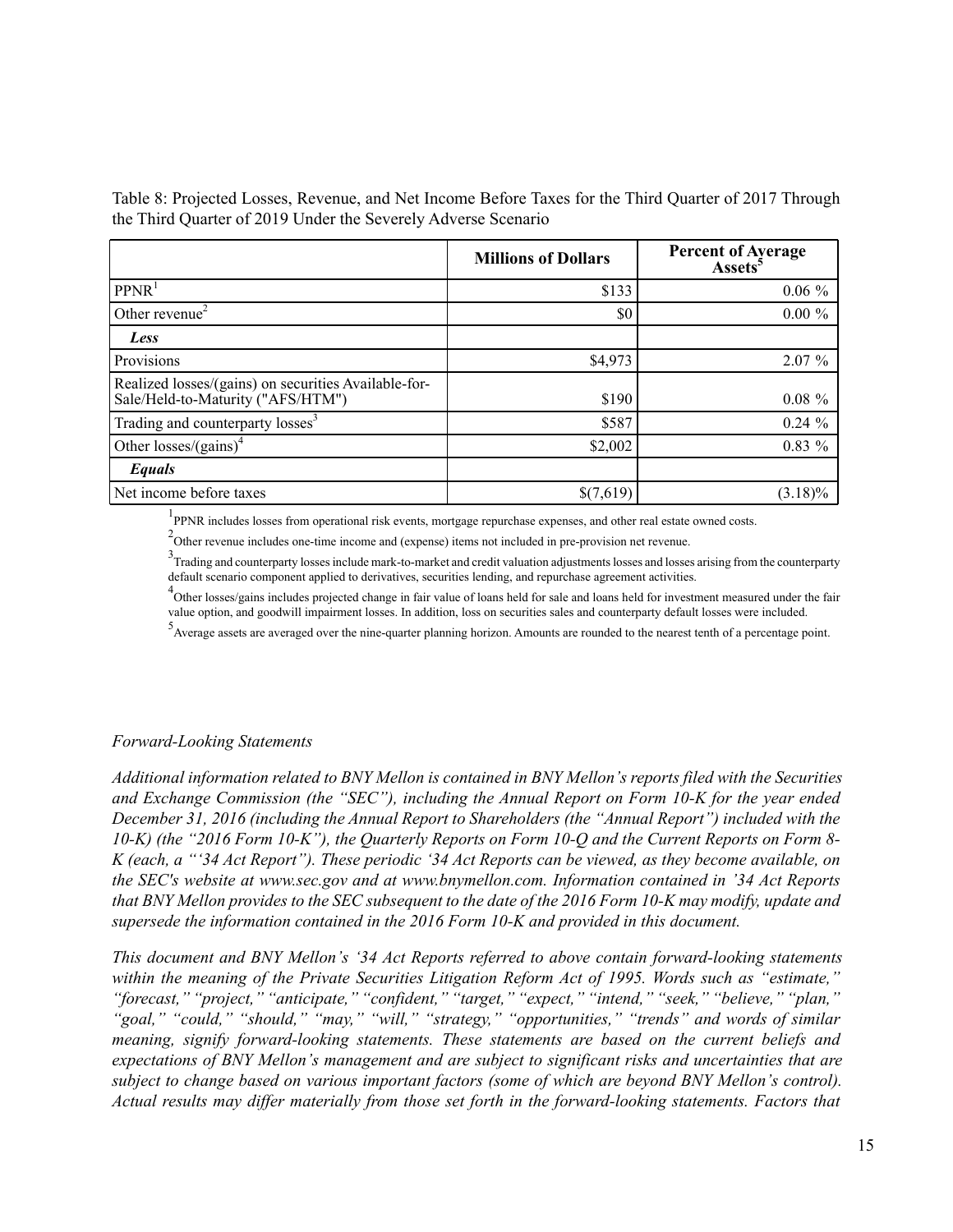Table 8: Projected Losses, Revenue, and Net Income Before Taxes for the Third Quarter of 2017 Through the Third Quarter of 2019 Under the Severely Adverse Scenario

| | Millions of Dollars | Percent of Average Assets[5] |
|---|---|---|
| PPNR[1] | $133 | 0.06 % |
| Other revenue[2] | $0 | 0.00 % |
| ***Less*** | | |
| Provisions | $4,973 | 2.07 % |
| Realized losses/(gains) on securities Available-for-Sale/Held-to-Maturity ("AFS/HTM") | $190 | 0.08 % |
| Trading and counterparty losses[3] | $587 | 0.24 % |
| Other losses/(gains)[4] | $2,002 | 0.83 % |
| ***Equals*** | | |
| Net income before taxes | $(7,619) | (3.18)% |

[1] PPNR includes losses from operational risk events, mortgage repurchase expenses, and other real estate owned costs.

[2] Other revenue includes one-time income and (expense) items not included in pre-provision net revenue.

[3] Trading and counterparty losses include mark-to-market and credit valuation adjustments losses and losses arising from the counterparty default scenario component applied to derivatives, securities lending, and repurchase agreement activities.

[4] Other losses/gains includes projected change in fair value of loans held for sale and loans held for investment measured under the fair value option, and goodwill impairment losses. In addition, loss on securities sales and counterparty default losses were included.

[5] Average assets are averaged over the nine-quarter planning horizon. Amounts are rounded to the nearest tenth of a percentage point.

*Forward-Looking Statements*

*Additional information related to BNY Mellon is contained in BNY Mellon's reports filed with the Securities and Exchange Commission (the "SEC"), including the Annual Report on Form 10-K for the year ended December 31, 2016 (including the Annual Report to Shareholders (the "Annual Report") included with the 10-K) (the "2016 Form 10-K"), the Quarterly Reports on Form 10-Q and the Current Reports on Form 8-K (each, a "'34 Act Report"). These periodic '34 Act Reports can be viewed, as they become available, on the SEC's website at www.sec.gov and at www.bnymellon.com. Information contained in '34 Act Reports that BNY Mellon provides to the SEC subsequent to the date of the 2016 Form 10-K may modify, update and supersede the information contained in the 2016 Form 10-K and provided in this document.*

*This document and BNY Mellon's '34 Act Reports referred to above contain forward-looking statements within the meaning of the Private Securities Litigation Reform Act of 1995. Words such as "estimate," "forecast," "project," "anticipate," "confident," "target," "expect," "intend," "seek," "believe," "plan," "goal," "could," "should," "may," "will," "strategy," "opportunities," "trends" and words of similar meaning, signify forward-looking statements. These statements are based on the current beliefs and expectations of BNY Mellon's management and are subject to significant risks and uncertainties that are subject to change based on various important factors (some of which are beyond BNY Mellon's control). Actual results may differ materially from those set forth in the forward-looking statements. Factors that*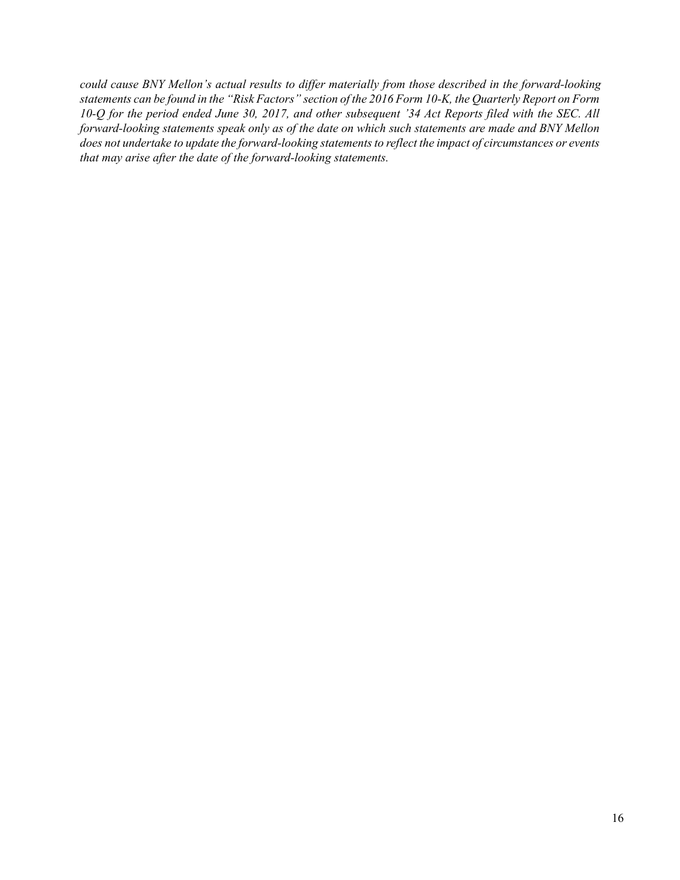*could cause BNY Mellon's actual results to differ materially from those described in the forward-looking statements can be found in the "Risk Factors" section of the 2016 Form 10-K, the Quarterly Report on Form 10-Q for the period ended June 30, 2017, and other subsequent '34 Act Reports filed with the SEC. All forward-looking statements speak only as of the date on which such statements are made and BNY Mellon does not undertake to update the forward-looking statements to reflect the impact of circumstances or events that may arise after the date of the forward-looking statements.*